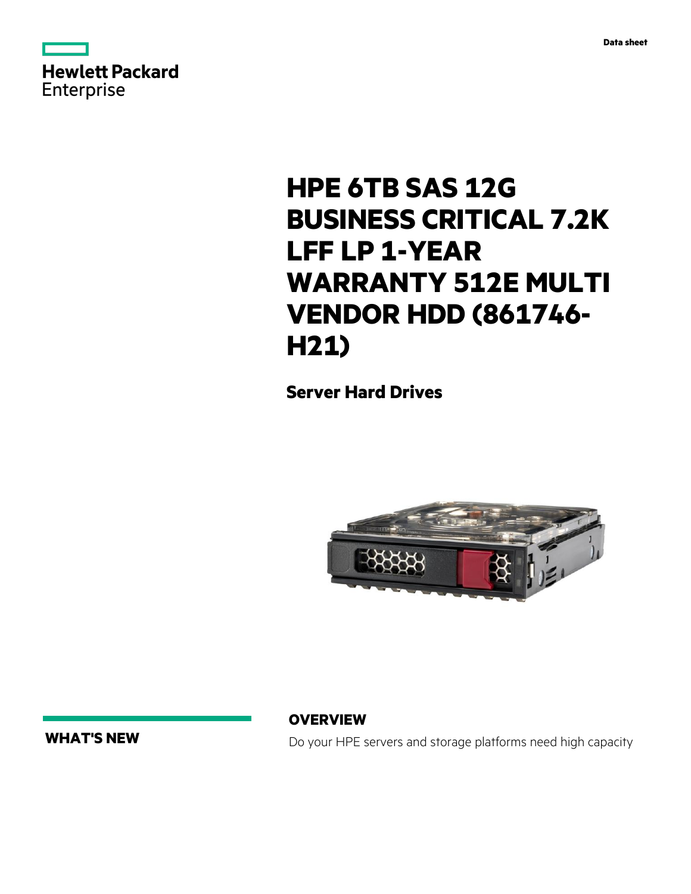Data sheet

# HPE 6TB SAS 12G BUSINESS CRITICAL 7.2K LFF LP 1-YEAR WARRANTY 512E MULTI VENDOR HDD (861746-H21)

## Server Hard Drives

## WHAT'S NEW

## OVERVIEW

Do your HPE servers and storage platforms need high capacity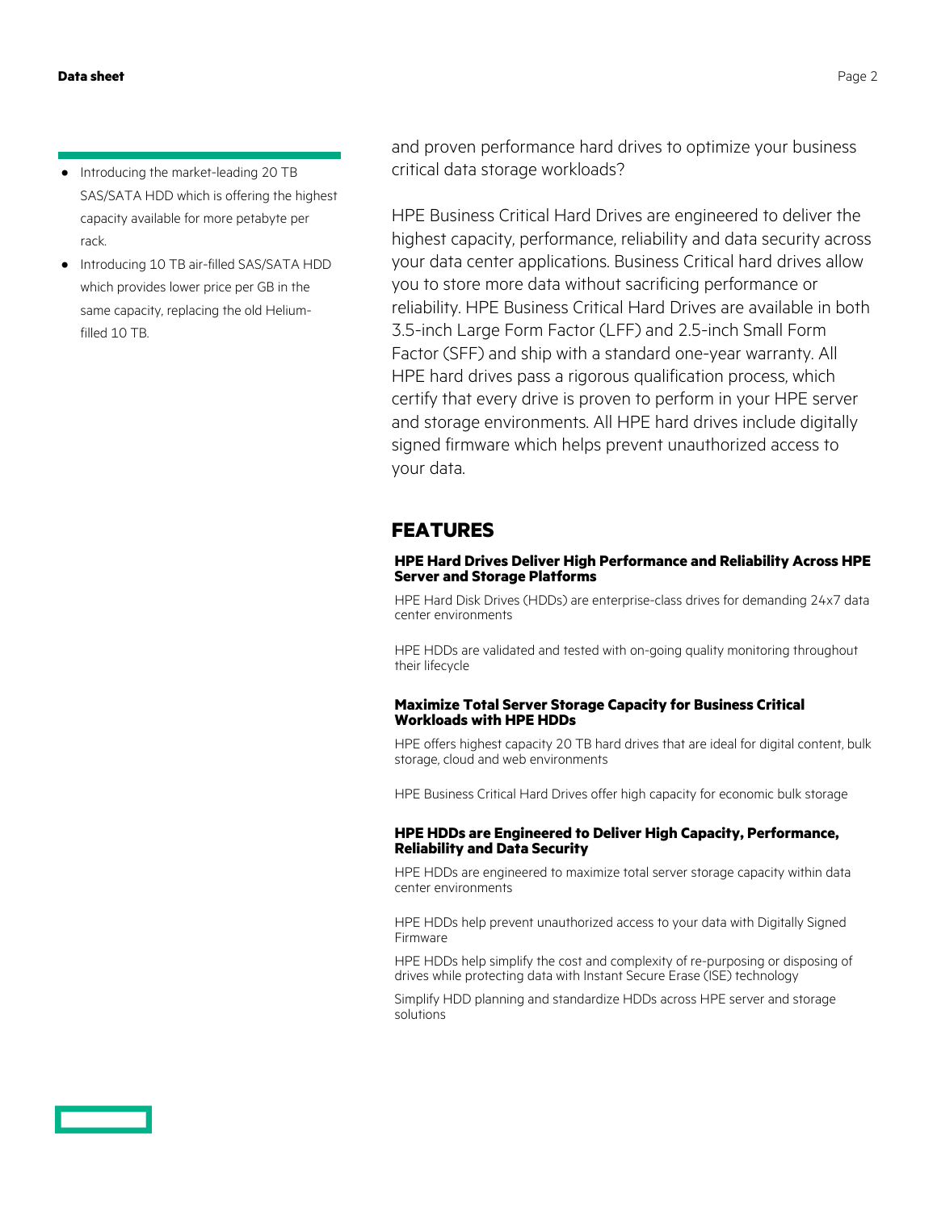- Introducing the market-leading 20 TB SAS/SATA HDD which is offering the highest capacity available for more petabyte per rack.
- Introducing 10 TB air-filled SAS/SATA HDD which provides lower price per GB in the same capacity, replacing the old Helium-filled 10 TB.

and proven performance hard drives to optimize your business critical data storage workloads?

HPE Business Critical Hard Drives are engineered to deliver the highest capacity, performance, reliability and data security across your data center applications. Business Critical hard drives allow you to store more data without sacrificing performance or reliability. HPE Business Critical Hard Drives are available in both 3.5-inch Large Form Factor (LFF) and 2.5-inch Small Form Factor (SFF) and ship with a standard one-year warranty. All HPE hard drives pass a rigorous qualification process, which certify that every drive is proven to perform in your HPE server and storage environments. All HPE hard drives include digitally signed firmware which helps prevent unauthorized access to your data.

## FEATURES

### HPE Hard Drives Deliver High Performance and Reliability Across HPE Server and Storage Platforms

HPE Hard Disk Drives (HDDs) are enterprise-class drives for demanding 24x7 data center environments

HPE HDDs are validated and tested with on-going quality monitoring throughout their lifecycle

### Maximize Total Server Storage Capacity for Business Critical Workloads with HPE HDDs

HPE offers highest capacity 20 TB hard drives that are ideal for digital content, bulk storage, cloud and web environments

HPE Business Critical Hard Drives offer high capacity for economic bulk storage

### HPE HDDs are Engineered to Deliver High Capacity, Performance, Reliability and Data Security

HPE HDDs are engineered to maximize total server storage capacity within data center environments

HPE HDDs help prevent unauthorized access to your data with Digitally Signed Firmware

HPE HDDs help simplify the cost and complexity of re-purposing or disposing of drives while protecting data with Instant Secure Erase (ISE) technology

Simplify HDD planning and standardize HDDs across HPE server and storage solutions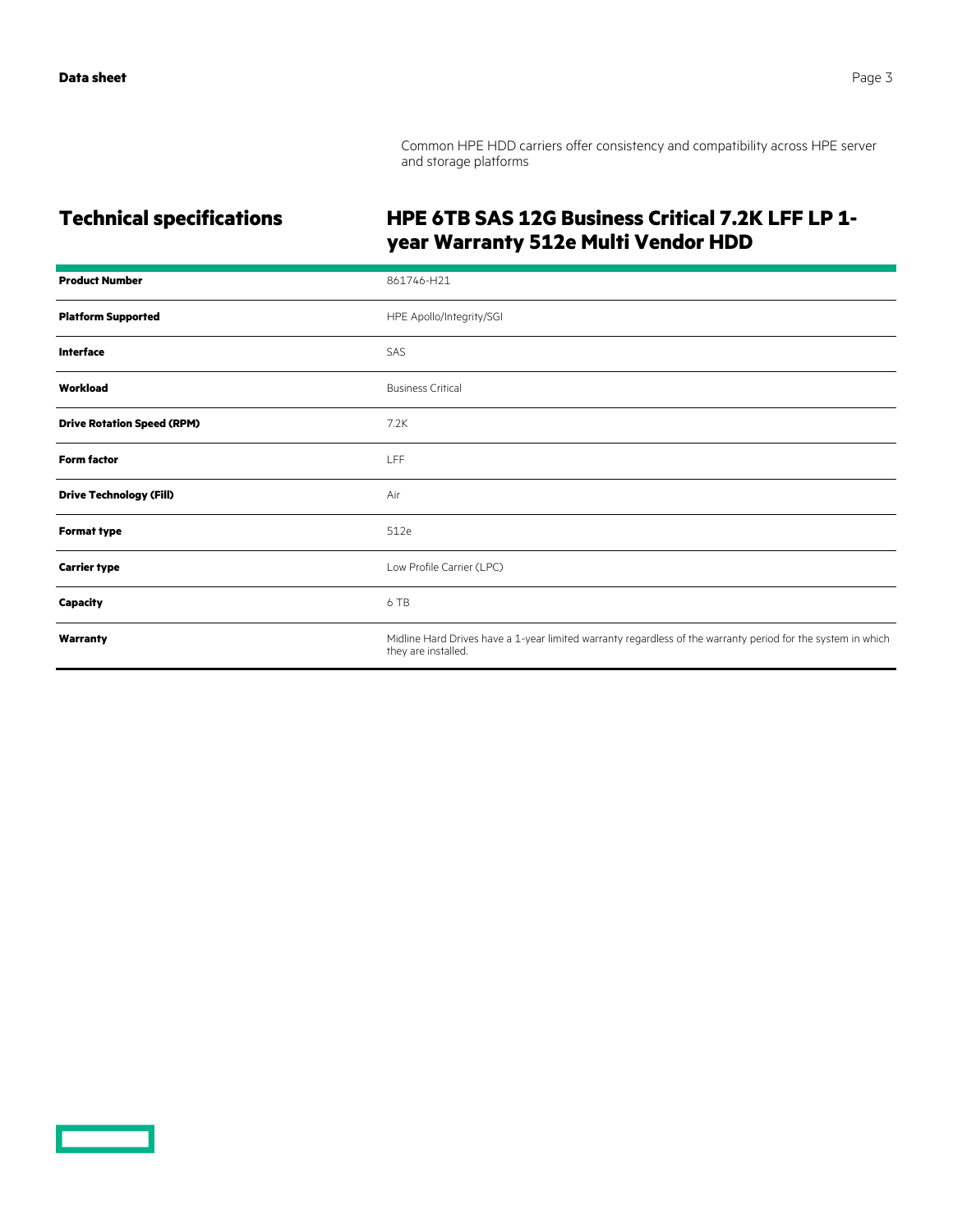Common HPE HDD carriers offer consistency and compatibility across HPE server and storage platforms

## Technical specifications

### HPE 6TB SAS 12G Business Critical 7.2K LFF LP 1-year Warranty 512e Multi Vendor HDD

| | |
|---|---|
| **Product Number** | 861746-H21 |
| **Platform Supported** | HPE Apollo/Integrity/SGI |
| **Interface** | SAS |
| **Workload** | Business Critical |
| **Drive Rotation Speed (RPM)** | 7.2K |
| **Form factor** | LFF |
| **Drive Technology (Fill)** | Air |
| **Format type** | 512e |
| **Carrier type** | Low Profile Carrier (LPC) |
| **Capacity** | 6 TB |
| **Warranty** | Midline Hard Drives have a 1-year limited warranty regardless of the warranty period for the system in which they are installed. |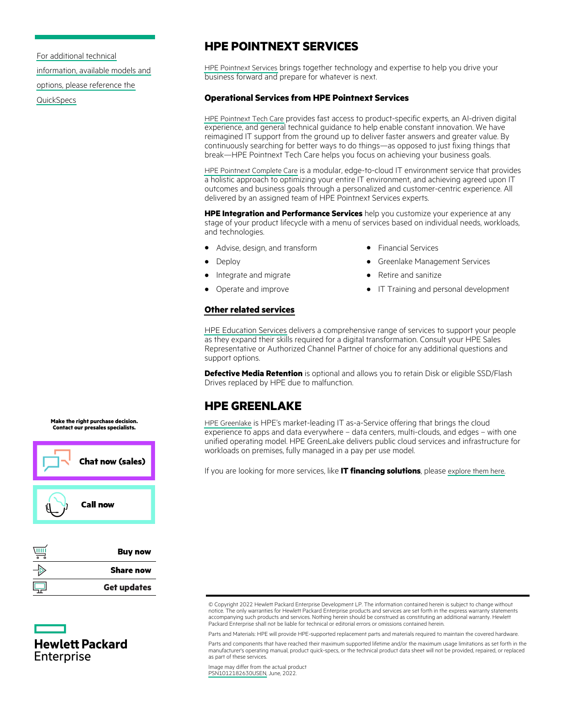For additional technical information, available models and options, please reference the QuickSpecs

# HPE POINTNEXT SERVICES

HPE Pointnext Services brings together technology and expertise to help you drive your business forward and prepare for whatever is next.

### Operational Services from HPE Pointnext Services

HPE Pointnext Tech Care provides fast access to product-specific experts, an AI-driven digital experience, and general technical guidance to help enable constant innovation. We have reimagined IT support from the ground up to deliver faster answers and greater value. By continuously searching for better ways to do things—as opposed to just fixing things that break—HPE Pointnext Tech Care helps you focus on achieving your business goals.

HPE Pointnext Complete Care is a modular, edge-to-cloud IT environment service that provides a holistic approach to optimizing your entire IT environment, and achieving agreed upon IT outcomes and business goals through a personalized and customer-centric experience. All delivered by an assigned team of HPE Pointnext Services experts.

**HPE Integration and Performance Services** help you customize your experience at any stage of your product lifecycle with a menu of services based on individual needs, workloads, and technologies.

- Advise, design, and transform
- Deploy
- Integrate and migrate
- Operate and improve
- Financial Services
- Greenlake Management Services
- Retire and sanitize
- IT Training and personal development

### Other related services

HPE Education Services delivers a comprehensive range of services to support your people as they expand their skills required for a digital transformation. Consult your HPE Sales Representative or Authorized Channel Partner of choice for any additional questions and support options.

**Defective Media Retention** is optional and allows you to retain Disk or eligible SSD/Flash Drives replaced by HPE due to malfunction.

# HPE GREENLAKE

HPE Greenlake is HPE's market-leading IT as-a-Service offering that brings the cloud experience to apps and data everywhere – data centers, multi-clouds, and edges – with one unified operating model. HPE GreenLake delivers public cloud services and infrastructure for workloads on premises, fully managed in a pay per use model.

If you are looking for more services, like **IT financing solutions**, please explore them here.

**Make the right purchase decision. Contact our presales specialists.**

Chat now (sales)

Call now

Buy now

Share now

Get updates

Hewlett Packard Enterprise

© Copyright 2022 Hewlett Packard Enterprise Development LP. The information contained herein is subject to change without notice. The only warranties for Hewlett Packard Enterprise products and services are set forth in the express warranty statements accompanying such products and services. Nothing herein should be construed as constituting an additional warranty. Hewlett Packard Enterprise shall not be liable for technical or editorial errors or omissions contained herein.

Parts and Materials: HPE will provide HPE-supported replacement parts and materials required to maintain the covered hardware.

Parts and components that have reached their maximum supported lifetime and/or the maximum usage limitations as set forth in the manufacturer's operating manual, product quick-specs, or the technical product data sheet will not be provided, repaired, or replaced as part of these services.

Image may differ from the actual product
PSN1012182630USEN, June, 2022.